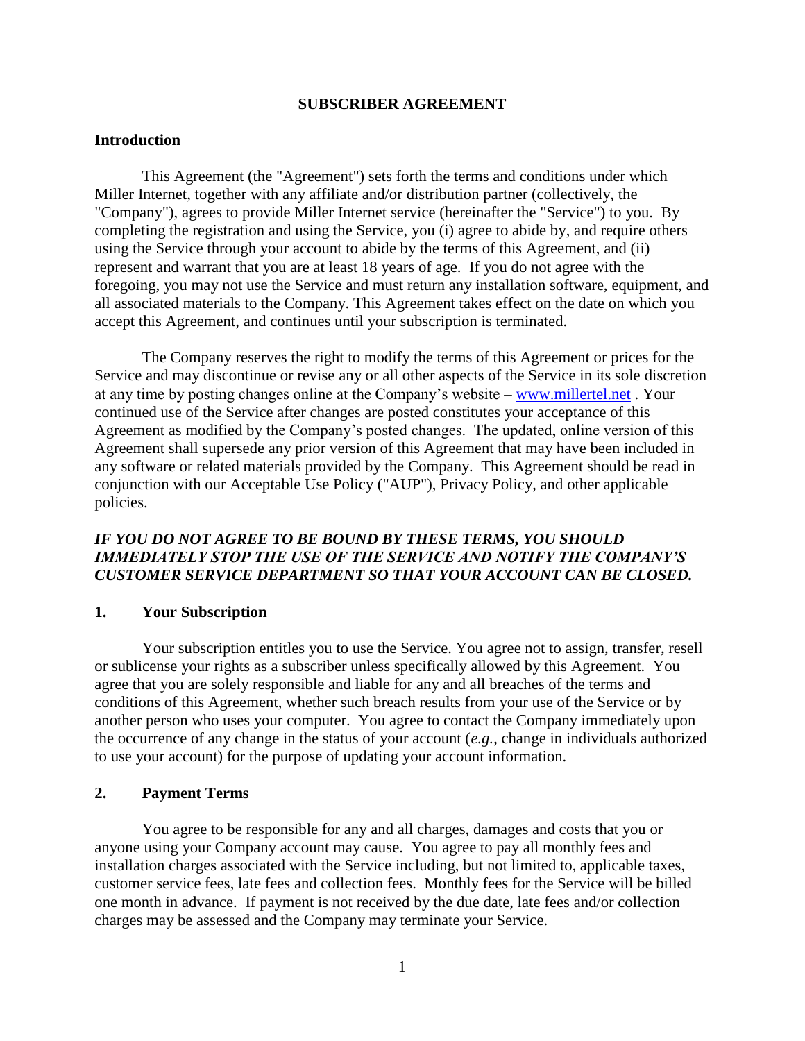# SUBSCRIBER AGREEMENT

## Introduction

This Agreement (the "Agreement") sets forth the terms and conditions under which Miller Internet, together with any affiliate and/or distribution partner (collectively, the "Company"), agrees to provide Miller Internet service (hereinafter the "Service") to you. By completing the registration and using the Service, you (i) agree to abide by, and require others using the Service through your account to abide by the terms of this Agreement, and (ii) represent and warrant that you are at least 18 years of age. If you do not agree with the foregoing, you may not use the Service and must return any installation software, equipment, and all associated materials to the Company. This Agreement takes effect on the date on which you accept this Agreement, and continues until your subscription is terminated.

The Company reserves the right to modify the terms of this Agreement or prices for the Service and may discontinue or revise any or all other aspects of the Service in its sole discretion at any time by posting changes online at the Company's website – [www.millertel.net](www.millertel.net) . Your continued use of the Service after changes are posted constitutes your acceptance of this Agreement as modified by the Company's posted changes. The updated, online version of this Agreement shall supersede any prior version of this Agreement that may have been included in any software or related materials provided by the Company. This Agreement should be read in conjunction with our Acceptable Use Policy ("AUP"), Privacy Policy, and other applicable policies.

***IF YOU DO NOT AGREE TO BE BOUND BY THESE TERMS, YOU SHOULD IMMEDIATELY STOP THE USE OF THE SERVICE AND NOTIFY THE COMPANY'S CUSTOMER SERVICE DEPARTMENT SO THAT YOUR ACCOUNT CAN BE CLOSED.***

## 1. Your Subscription

Your subscription entitles you to use the Service. You agree not to assign, transfer, resell or sublicense your rights as a subscriber unless specifically allowed by this Agreement. You agree that you are solely responsible and liable for any and all breaches of the terms and conditions of this Agreement, whether such breach results from your use of the Service or by another person who uses your computer. You agree to contact the Company immediately upon the occurrence of any change in the status of your account (*e.g.*, change in individuals authorized to use your account) for the purpose of updating your account information.

## 2. Payment Terms

You agree to be responsible for any and all charges, damages and costs that you or anyone using your Company account may cause. You agree to pay all monthly fees and installation charges associated with the Service including, but not limited to, applicable taxes, customer service fees, late fees and collection fees. Monthly fees for the Service will be billed one month in advance. If payment is not received by the due date, late fees and/or collection charges may be assessed and the Company may terminate your Service.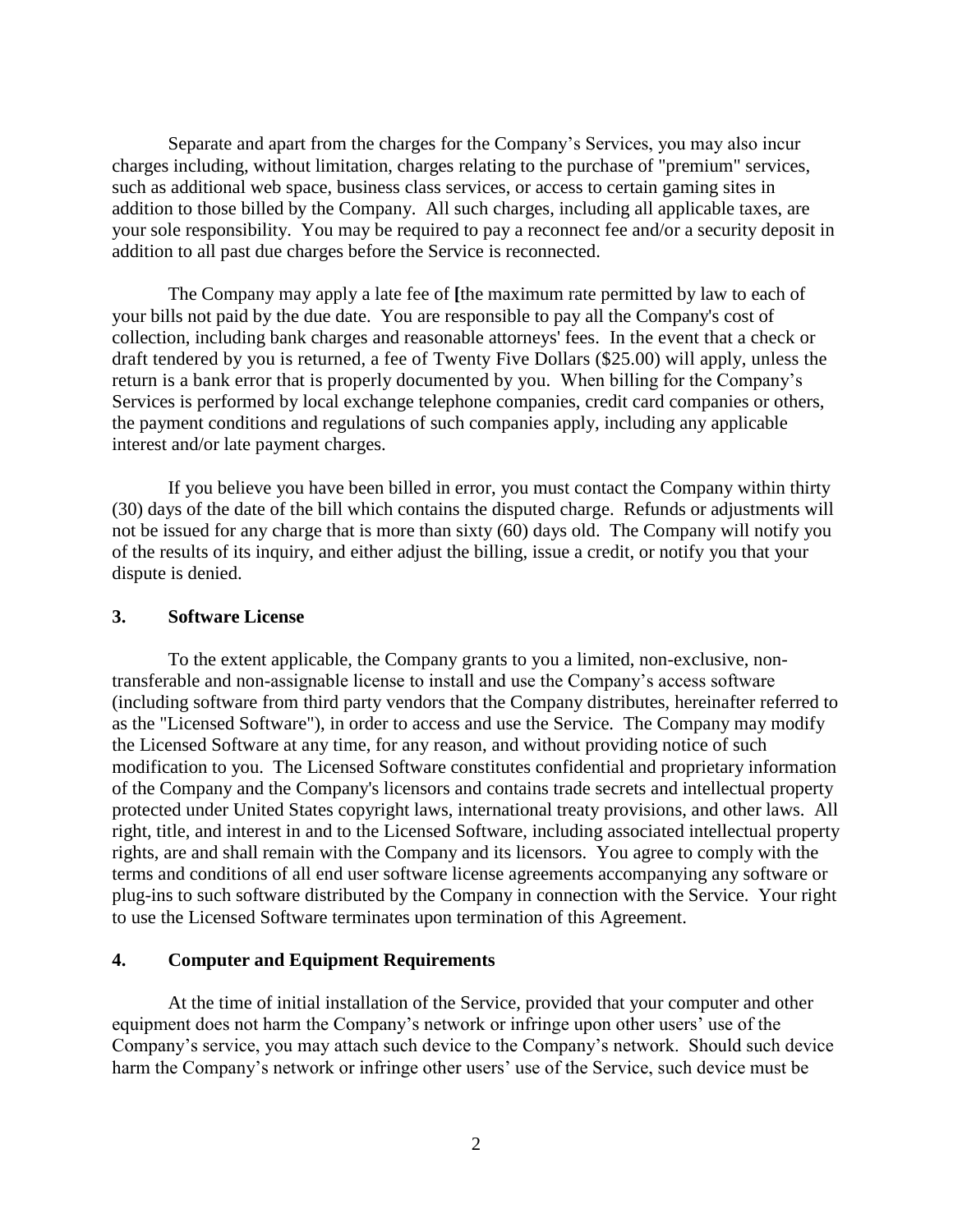Separate and apart from the charges for the Company's Services, you may also incur charges including, without limitation, charges relating to the purchase of "premium" services, such as additional web space, business class services, or access to certain gaming sites in addition to those billed by the Company. All such charges, including all applicable taxes, are your sole responsibility. You may be required to pay a reconnect fee and/or a security deposit in addition to all past due charges before the Service is reconnected.

The Company may apply a late fee of **[**the maximum rate permitted by law to each of your bills not paid by the due date. You are responsible to pay all the Company's cost of collection, including bank charges and reasonable attorneys' fees. In the event that a check or draft tendered by you is returned, a fee of Twenty Five Dollars ($25.00) will apply, unless the return is a bank error that is properly documented by you. When billing for the Company's Services is performed by local exchange telephone companies, credit card companies or others, the payment conditions and regulations of such companies apply, including any applicable interest and/or late payment charges.

If you believe you have been billed in error, you must contact the Company within thirty (30) days of the date of the bill which contains the disputed charge. Refunds or adjustments will not be issued for any charge that is more than sixty (60) days old. The Company will notify you of the results of its inquiry, and either adjust the billing, issue a credit, or notify you that your dispute is denied.

## 3. Software License

To the extent applicable, the Company grants to you a limited, non-exclusive, non-transferable and non-assignable license to install and use the Company's access software (including software from third party vendors that the Company distributes, hereinafter referred to as the "Licensed Software"), in order to access and use the Service. The Company may modify the Licensed Software at any time, for any reason, and without providing notice of such modification to you. The Licensed Software constitutes confidential and proprietary information of the Company and the Company's licensors and contains trade secrets and intellectual property protected under United States copyright laws, international treaty provisions, and other laws. All right, title, and interest in and to the Licensed Software, including associated intellectual property rights, are and shall remain with the Company and its licensors. You agree to comply with the terms and conditions of all end user software license agreements accompanying any software or plug-ins to such software distributed by the Company in connection with the Service. Your right to use the Licensed Software terminates upon termination of this Agreement.

## 4. Computer and Equipment Requirements

At the time of initial installation of the Service, provided that your computer and other equipment does not harm the Company's network or infringe upon other users' use of the Company's service, you may attach such device to the Company's network. Should such device harm the Company's network or infringe other users' use of the Service, such device must be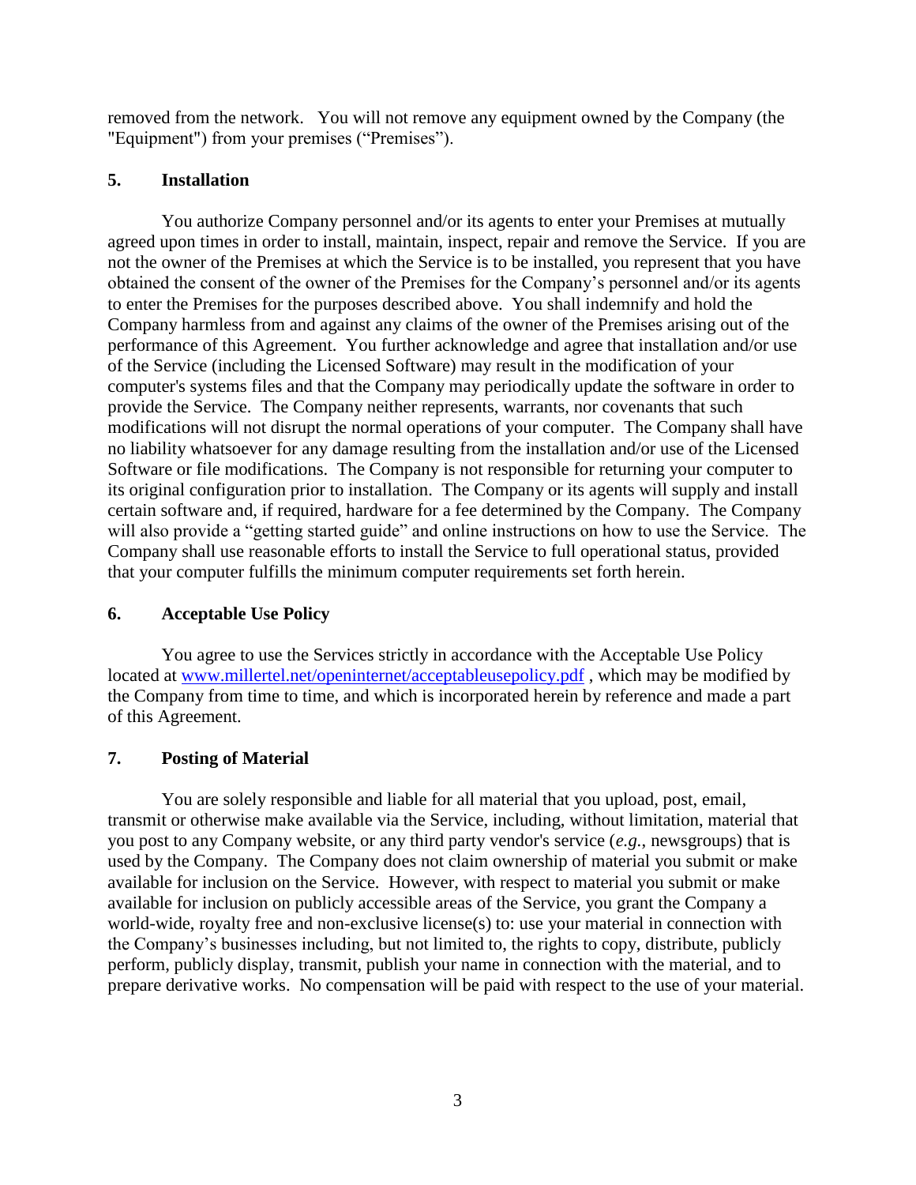removed from the network. You will not remove any equipment owned by the Company (the "Equipment") from your premises ("Premises").

## 5. Installation

You authorize Company personnel and/or its agents to enter your Premises at mutually agreed upon times in order to install, maintain, inspect, repair and remove the Service. If you are not the owner of the Premises at which the Service is to be installed, you represent that you have obtained the consent of the owner of the Premises for the Company's personnel and/or its agents to enter the Premises for the purposes described above. You shall indemnify and hold the Company harmless from and against any claims of the owner of the Premises arising out of the performance of this Agreement. You further acknowledge and agree that installation and/or use of the Service (including the Licensed Software) may result in the modification of your computer's systems files and that the Company may periodically update the software in order to provide the Service. The Company neither represents, warrants, nor covenants that such modifications will not disrupt the normal operations of your computer. The Company shall have no liability whatsoever for any damage resulting from the installation and/or use of the Licensed Software or file modifications. The Company is not responsible for returning your computer to its original configuration prior to installation. The Company or its agents will supply and install certain software and, if required, hardware for a fee determined by the Company. The Company will also provide a "getting started guide" and online instructions on how to use the Service. The Company shall use reasonable efforts to install the Service to full operational status, provided that your computer fulfills the minimum computer requirements set forth herein.

## 6. Acceptable Use Policy

You agree to use the Services strictly in accordance with the Acceptable Use Policy located at [www.millertel.net/openinternet/acceptableusepolicy.pdf](www.millertel.net/openinternet/acceptableusepolicy.pdf) , which may be modified by the Company from time to time, and which is incorporated herein by reference and made a part of this Agreement.

## 7. Posting of Material

You are solely responsible and liable for all material that you upload, post, email, transmit or otherwise make available via the Service, including, without limitation, material that you post to any Company website, or any third party vendor's service (*e.g.*, newsgroups) that is used by the Company. The Company does not claim ownership of material you submit or make available for inclusion on the Service. However, with respect to material you submit or make available for inclusion on publicly accessible areas of the Service, you grant the Company a world-wide, royalty free and non-exclusive license(s) to: use your material in connection with the Company's businesses including, but not limited to, the rights to copy, distribute, publicly perform, publicly display, transmit, publish your name in connection with the material, and to prepare derivative works. No compensation will be paid with respect to the use of your material.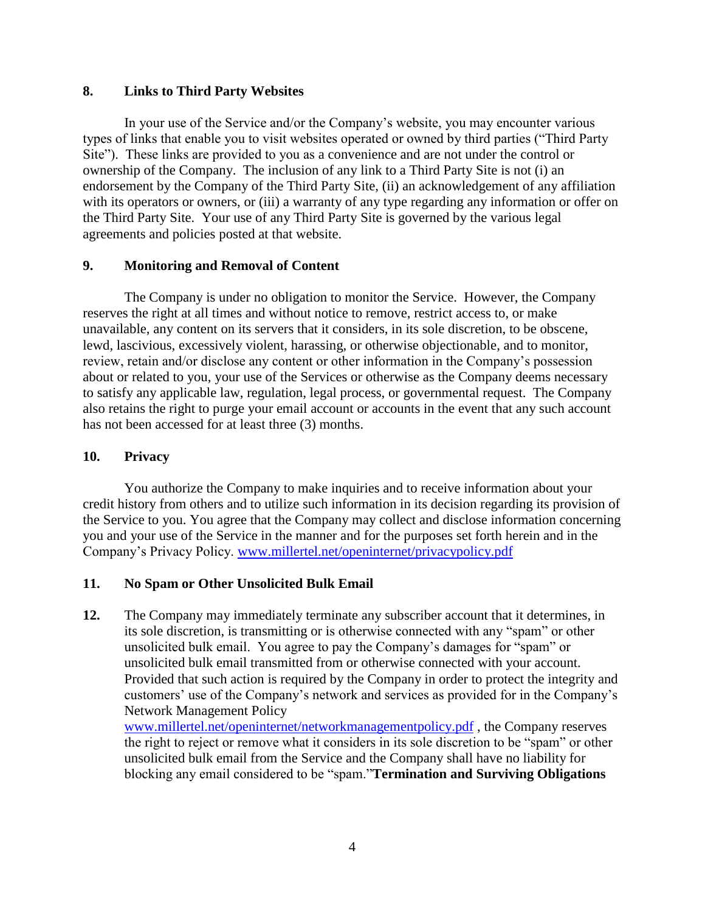## 8. Links to Third Party Websites

In your use of the Service and/or the Company's website, you may encounter various types of links that enable you to visit websites operated or owned by third parties ("Third Party Site"). These links are provided to you as a convenience and are not under the control or ownership of the Company. The inclusion of any link to a Third Party Site is not (i) an endorsement by the Company of the Third Party Site, (ii) an acknowledgement of any affiliation with its operators or owners, or (iii) a warranty of any type regarding any information or offer on the Third Party Site. Your use of any Third Party Site is governed by the various legal agreements and policies posted at that website.

## 9. Monitoring and Removal of Content

The Company is under no obligation to monitor the Service. However, the Company reserves the right at all times and without notice to remove, restrict access to, or make unavailable, any content on its servers that it considers, in its sole discretion, to be obscene, lewd, lascivious, excessively violent, harassing, or otherwise objectionable, and to monitor, review, retain and/or disclose any content or other information in the Company's possession about or related to you, your use of the Services or otherwise as the Company deems necessary to satisfy any applicable law, regulation, legal process, or governmental request. The Company also retains the right to purge your email account or accounts in the event that any such account has not been accessed for at least three (3) months.

## 10. Privacy

You authorize the Company to make inquiries and to receive information about your credit history from others and to utilize such information in its decision regarding its provision of the Service to you. You agree that the Company may collect and disclose information concerning you and your use of the Service in the manner and for the purposes set forth herein and in the Company's Privacy Policy. www.millertel.net/openinternet/privacypolicy.pdf

## 11. No Spam or Other Unsolicited Bulk Email

**12.** The Company may immediately terminate any subscriber account that it determines, in its sole discretion, is transmitting or is otherwise connected with any "spam" or other unsolicited bulk email. You agree to pay the Company's damages for "spam" or unsolicited bulk email transmitted from or otherwise connected with your account. Provided that such action is required by the Company in order to protect the integrity and customers' use of the Company's network and services as provided for in the Company's Network Management Policy www.millertel.net/openinternet/networkmanagementpolicy.pdf , the Company reserves the right to reject or remove what it considers in its sole discretion to be "spam" or other unsolicited bulk email from the Service and the Company shall have no liability for blocking any email considered to be "spam."**Termination and Surviving Obligations**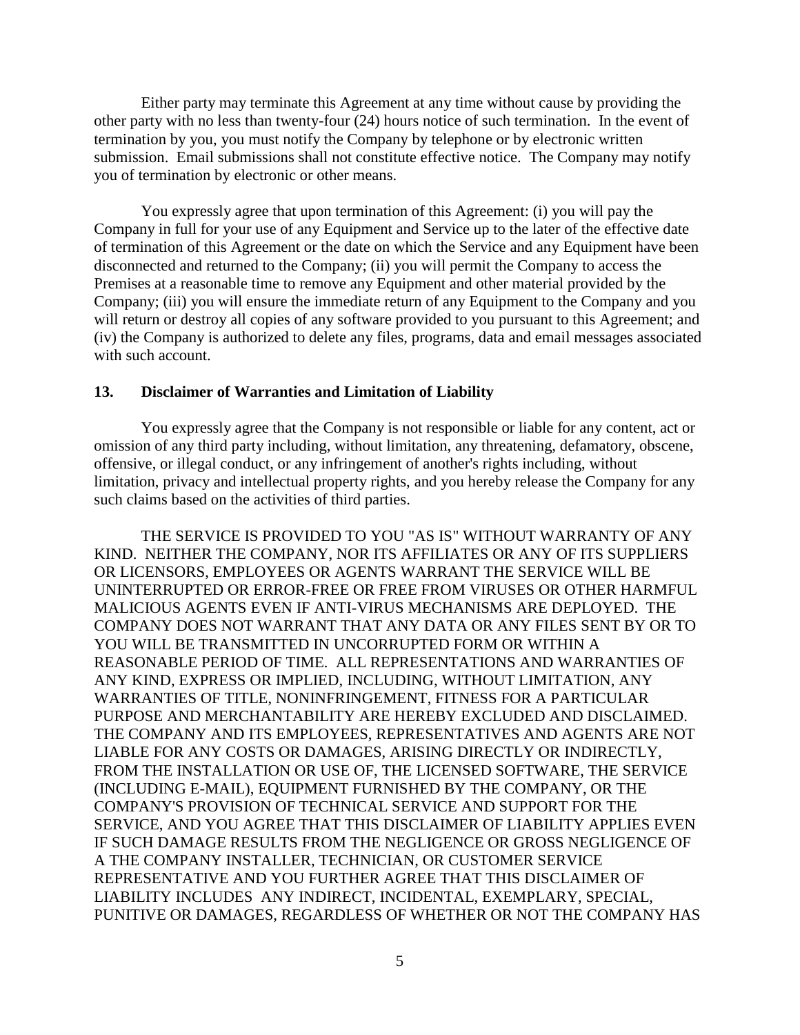Either party may terminate this Agreement at any time without cause by providing the other party with no less than twenty-four (24) hours notice of such termination. In the event of termination by you, you must notify the Company by telephone or by electronic written submission. Email submissions shall not constitute effective notice. The Company may notify you of termination by electronic or other means.

You expressly agree that upon termination of this Agreement: (i) you will pay the Company in full for your use of any Equipment and Service up to the later of the effective date of termination of this Agreement or the date on which the Service and any Equipment have been disconnected and returned to the Company; (ii) you will permit the Company to access the Premises at a reasonable time to remove any Equipment and other material provided by the Company; (iii) you will ensure the immediate return of any Equipment to the Company and you will return or destroy all copies of any software provided to you pursuant to this Agreement; and (iv) the Company is authorized to delete any files, programs, data and email messages associated with such account.

## 13. Disclaimer of Warranties and Limitation of Liability

You expressly agree that the Company is not responsible or liable for any content, act or omission of any third party including, without limitation, any threatening, defamatory, obscene, offensive, or illegal conduct, or any infringement of another's rights including, without limitation, privacy and intellectual property rights, and you hereby release the Company for any such claims based on the activities of third parties.

THE SERVICE IS PROVIDED TO YOU "AS IS" WITHOUT WARRANTY OF ANY KIND. NEITHER THE COMPANY, NOR ITS AFFILIATES OR ANY OF ITS SUPPLIERS OR LICENSORS, EMPLOYEES OR AGENTS WARRANT THE SERVICE WILL BE UNINTERRUPTED OR ERROR-FREE OR FREE FROM VIRUSES OR OTHER HARMFUL MALICIOUS AGENTS EVEN IF ANTI-VIRUS MECHANISMS ARE DEPLOYED. THE COMPANY DOES NOT WARRANT THAT ANY DATA OR ANY FILES SENT BY OR TO YOU WILL BE TRANSMITTED IN UNCORRUPTED FORM OR WITHIN A REASONABLE PERIOD OF TIME. ALL REPRESENTATIONS AND WARRANTIES OF ANY KIND, EXPRESS OR IMPLIED, INCLUDING, WITHOUT LIMITATION, ANY WARRANTIES OF TITLE, NONINFRINGEMENT, FITNESS FOR A PARTICULAR PURPOSE AND MERCHANTABILITY ARE HEREBY EXCLUDED AND DISCLAIMED. THE COMPANY AND ITS EMPLOYEES, REPRESENTATIVES AND AGENTS ARE NOT LIABLE FOR ANY COSTS OR DAMAGES, ARISING DIRECTLY OR INDIRECTLY, FROM THE INSTALLATION OR USE OF, THE LICENSED SOFTWARE, THE SERVICE (INCLUDING E-MAIL), EQUIPMENT FURNISHED BY THE COMPANY, OR THE COMPANY'S PROVISION OF TECHNICAL SERVICE AND SUPPORT FOR THE SERVICE, AND YOU AGREE THAT THIS DISCLAIMER OF LIABILITY APPLIES EVEN IF SUCH DAMAGE RESULTS FROM THE NEGLIGENCE OR GROSS NEGLIGENCE OF A THE COMPANY INSTALLER, TECHNICIAN, OR CUSTOMER SERVICE REPRESENTATIVE AND YOU FURTHER AGREE THAT THIS DISCLAIMER OF LIABILITY INCLUDES ANY INDIRECT, INCIDENTAL, EXEMPLARY, SPECIAL, PUNITIVE OR DAMAGES, REGARDLESS OF WHETHER OR NOT THE COMPANY HAS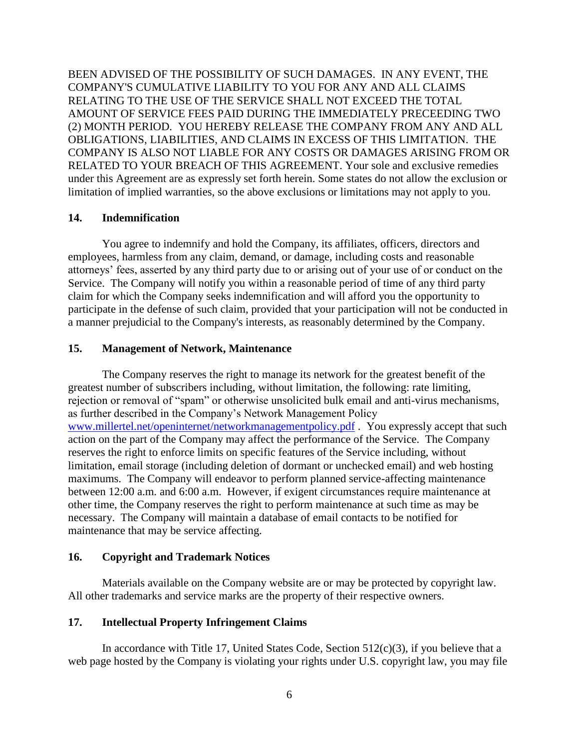BEEN ADVISED OF THE POSSIBILITY OF SUCH DAMAGES. IN ANY EVENT, THE COMPANY'S CUMULATIVE LIABILITY TO YOU FOR ANY AND ALL CLAIMS RELATING TO THE USE OF THE SERVICE SHALL NOT EXCEED THE TOTAL AMOUNT OF SERVICE FEES PAID DURING THE IMMEDIATELY PRECEEDING TWO (2) MONTH PERIOD. YOU HEREBY RELEASE THE COMPANY FROM ANY AND ALL OBLIGATIONS, LIABILITIES, AND CLAIMS IN EXCESS OF THIS LIMITATION. THE COMPANY IS ALSO NOT LIABLE FOR ANY COSTS OR DAMAGES ARISING FROM OR RELATED TO YOUR BREACH OF THIS AGREEMENT. Your sole and exclusive remedies under this Agreement are as expressly set forth herein. Some states do not allow the exclusion or limitation of implied warranties, so the above exclusions or limitations may not apply to you.

## 14. Indemnification

You agree to indemnify and hold the Company, its affiliates, officers, directors and employees, harmless from any claim, demand, or damage, including costs and reasonable attorneys' fees, asserted by any third party due to or arising out of your use of or conduct on the Service. The Company will notify you within a reasonable period of time of any third party claim for which the Company seeks indemnification and will afford you the opportunity to participate in the defense of such claim, provided that your participation will not be conducted in a manner prejudicial to the Company's interests, as reasonably determined by the Company.

## 15. Management of Network, Maintenance

The Company reserves the right to manage its network for the greatest benefit of the greatest number of subscribers including, without limitation, the following: rate limiting, rejection or removal of "spam" or otherwise unsolicited bulk email and anti-virus mechanisms, as further described in the Company's Network Management Policy [www.millertel.net/openinternet/networkmanagementpolicy.pdf](http://www.millertel.net/openinternet/networkmanagementpolicy.pdf) . You expressly accept that such action on the part of the Company may affect the performance of the Service. The Company reserves the right to enforce limits on specific features of the Service including, without limitation, email storage (including deletion of dormant or unchecked email) and web hosting maximums. The Company will endeavor to perform planned service-affecting maintenance between 12:00 a.m. and 6:00 a.m. However, if exigent circumstances require maintenance at other time, the Company reserves the right to perform maintenance at such time as may be necessary. The Company will maintain a database of email contacts to be notified for maintenance that may be service affecting.

## 16. Copyright and Trademark Notices

Materials available on the Company website are or may be protected by copyright law. All other trademarks and service marks are the property of their respective owners.

## 17. Intellectual Property Infringement Claims

In accordance with Title 17, United States Code, Section 512(c)(3), if you believe that a web page hosted by the Company is violating your rights under U.S. copyright law, you may file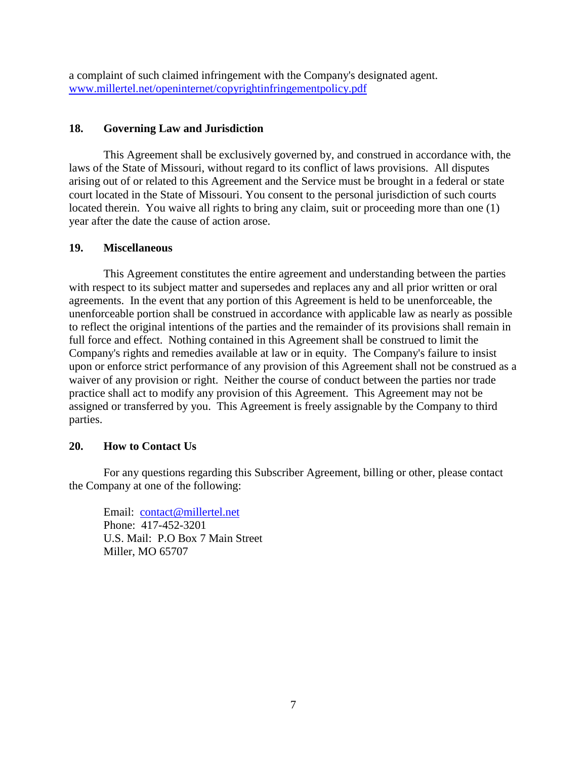a complaint of such claimed infringement with the Company's designated agent. [www.millertel.net/openinternet/copyrightinfringementpolicy.pdf](www.millertel.net/openinternet/copyrightinfringementpolicy.pdf)

## 18. Governing Law and Jurisdiction

This Agreement shall be exclusively governed by, and construed in accordance with, the laws of the State of Missouri, without regard to its conflict of laws provisions. All disputes arising out of or related to this Agreement and the Service must be brought in a federal or state court located in the State of Missouri. You consent to the personal jurisdiction of such courts located therein. You waive all rights to bring any claim, suit or proceeding more than one (1) year after the date the cause of action arose.

## 19. Miscellaneous

This Agreement constitutes the entire agreement and understanding between the parties with respect to its subject matter and supersedes and replaces any and all prior written or oral agreements. In the event that any portion of this Agreement is held to be unenforceable, the unenforceable portion shall be construed in accordance with applicable law as nearly as possible to reflect the original intentions of the parties and the remainder of its provisions shall remain in full force and effect. Nothing contained in this Agreement shall be construed to limit the Company's rights and remedies available at law or in equity. The Company's failure to insist upon or enforce strict performance of any provision of this Agreement shall not be construed as a waiver of any provision or right. Neither the course of conduct between the parties nor trade practice shall act to modify any provision of this Agreement. This Agreement may not be assigned or transferred by you. This Agreement is freely assignable by the Company to third parties.

## 20. How to Contact Us

For any questions regarding this Subscriber Agreement, billing or other, please contact the Company at one of the following:

Email: [contact@millertel.net](mailto:contact@millertel.net)
Phone: 417-452-3201
U.S. Mail: P.O Box 7 Main Street
Miller, MO 65707